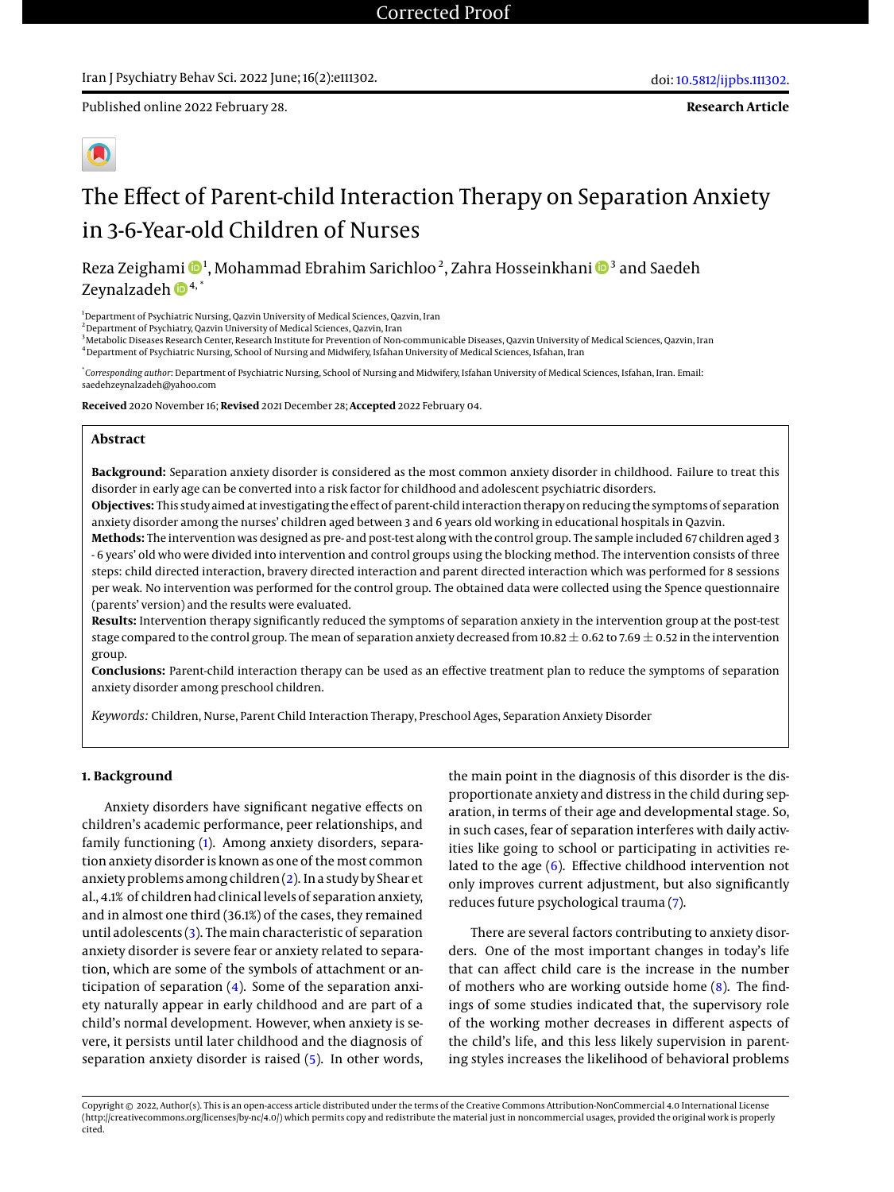Published online 2022 February 28.

**Research Article**

# The Effect of Parent-child Interaction Therapy on Separation Anxiety in 3-6-Year-old Children of Nurses

Reza Zeighami [1], Mohammad Ebrahim Sarichloo [2], Zahra Hosseinkhani [3] and Saedeh Zeynalzadeh [4,*]

[1] Department of Psychiatric Nursing, Qazvin University of Medical Sciences, Qazvin, Iran
[2] Department of Psychiatry, Qazvin University of Medical Sciences, Qazvin, Iran
[3] Metabolic Diseases Research Center, Research Institute for Prevention of Non-communicable Diseases, Qazvin University of Medical Sciences, Qazvin, Iran
[4] Department of Psychiatric Nursing, School of Nursing and Midwifery, Isfahan University of Medical Sciences, Isfahan, Iran

[*] *Corresponding author*: Department of Psychiatric Nursing, School of Nursing and Midwifery, Isfahan University of Medical Sciences, Isfahan, Iran. Email: saedehzeynalzadeh@yahoo.com

**Received** 2020 November 16; **Revised** 2021 December 28; **Accepted** 2022 February 04.

## Abstract

**Background:** Separation anxiety disorder is considered as the most common anxiety disorder in childhood. Failure to treat this disorder in early age can be converted into a risk factor for childhood and adolescent psychiatric disorders.

**Objectives:** This study aimed at investigating the effect of parent-child interaction therapy on reducing the symptoms of separation anxiety disorder among the nurses' children aged between 3 and 6 years old working in educational hospitals in Qazvin.

**Methods:** The intervention was designed as pre- and post-test along with the control group. The sample included 67 children aged 3 - 6 years' old who were divided into intervention and control groups using the blocking method. The intervention consists of three steps: child directed interaction, bravery directed interaction and parent directed interaction which was performed for 8 sessions per weak. No intervention was performed for the control group. The obtained data were collected using the Spence questionnaire (parents' version) and the results were evaluated.

**Results:** Intervention therapy significantly reduced the symptoms of separation anxiety in the intervention group at the post-test stage compared to the control group. The mean of separation anxiety decreased from $10.82 \pm 0.62$ to $7.69 \pm 0.52$ in the intervention group.

**Conclusions:** Parent-child interaction therapy can be used as an effective treatment plan to reduce the symptoms of separation anxiety disorder among preschool children.

*Keywords:* Children, Nurse, Parent Child Interaction Therapy, Preschool Ages, Separation Anxiety Disorder

## 1. Background

Anxiety disorders have significant negative effects on children's academic performance, peer relationships, and family functioning (1). Among anxiety disorders, separation anxiety disorder is known as one of the most common anxiety problems among children (2). In a study by Shear et al., 4.1% of children had clinical levels of separation anxiety, and in almost one third (36.1%) of the cases, they remained until adolescents (3). The main characteristic of separation anxiety disorder is severe fear or anxiety related to separation, which are some of the symbols of attachment or anticipation of separation (4). Some of the separation anxiety naturally appear in early childhood and are part of a child's normal development. However, when anxiety is severe, it persists until later childhood and the diagnosis of separation anxiety disorder is raised (5). In other words, the main point in the diagnosis of this disorder is the disproportionate anxiety and distress in the child during separation, in terms of their age and developmental stage. So, in such cases, fear of separation interferes with daily activities like going to school or participating in activities related to the age (6). Effective childhood intervention not only improves current adjustment, but also significantly reduces future psychological trauma (7).

There are several factors contributing to anxiety disorders. One of the most important changes in today's life that can affect child care is the increase in the number of mothers who are working outside home (8). The findings of some studies indicated that, the supervisory role of the working mother decreases in different aspects of the child's life, and this less likely supervision in parenting styles increases the likelihood of behavioral problems

Copyright © 2022, Author(s). This is an open-access article distributed under the terms of the Creative Commons Attribution-NonCommercial 4.0 International License (http://creativecommons.org/licenses/by-nc/4.0/) which permits copy and redistribute the material just in noncommercial usages, provided the original work is properly cited.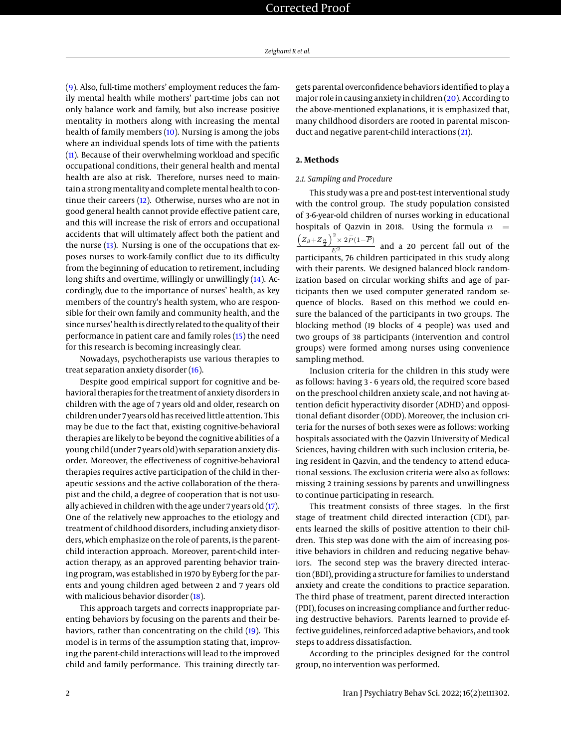(9). Also, full-time mothers' employment reduces the family mental health while mothers' part-time jobs can not only balance work and family, but also increase positive mentality in mothers along with increasing the mental health of family members (10). Nursing is among the jobs where an individual spends lots of time with the patients (11). Because of their overwhelming workload and specific occupational conditions, their general health and mental health are also at risk. Therefore, nurses need to maintain a strong mentality and complete mental health to continue their careers (12). Otherwise, nurses who are not in good general health cannot provide effective patient care, and this will increase the risk of errors and occupational accidents that will ultimately affect both the patient and the nurse (13). Nursing is one of the occupations that exposes nurses to work-family conflict due to its difficulty from the beginning of education to retirement, including long shifts and overtime, willingly or unwillingly (14). Accordingly, due to the importance of nurses' health, as key members of the country's health system, who are responsible for their own family and community health, and the since nurses' health is directly related to the quality of their performance in patient care and family roles (15) the need for this research is becoming increasingly clear.

Nowadays, psychotherapists use various therapies to treat separation anxiety disorder (16).

Despite good empirical support for cognitive and behavioral therapies for the treatment of anxiety disorders in children with the age of 7 years old and older, research on children under 7 years old has received little attention. This may be due to the fact that, existing cognitive-behavioral therapies are likely to be beyond the cognitive abilities of a young child (under 7 years old) with separation anxiety disorder. Moreover, the effectiveness of cognitive-behavioral therapies requires active participation of the child in therapeutic sessions and the active collaboration of the therapist and the child, a degree of cooperation that is not usually achieved in children with the age under 7 years old (17). One of the relatively new approaches to the etiology and treatment of childhood disorders, including anxiety disorders, which emphasize on the role of parents, is the parent-child interaction approach. Moreover, parent-child interaction therapy, as an approved parenting behavior training program, was established in 1970 by Eyberg for the parents and young children aged between 2 and 7 years old with malicious behavior disorder (18).

This approach targets and corrects inappropriate parenting behaviors by focusing on the parents and their behaviors, rather than concentrating on the child (19). This model is in terms of the assumption stating that, improving the parent-child interactions will lead to the improved child and family performance. This training directly targets parental overconfidence behaviors identified to play a major role in causing anxiety in children (20). According to the above-mentioned explanations, it is emphasized that, many childhood disorders are rooted in parental misconduct and negative parent-child interactions (21).

## 2. Methods

### 2.1. Sampling and Procedure

This study was a pre and post-test interventional study with the control group. The study population consisted of 3-6-year-old children of nurses working in educational hospitals of Qazvin in 2018. Using the formula $n = \frac{\left(Z_{\beta}+Z_{\frac{\alpha}{2}}\right)^2 \times 2\bar{P}(1-\overline{P})}{E^2}$ and a 20 percent fall out of the participants, 76 children participated in this study along with their parents. We designed balanced block randomization based on circular working shifts and age of participants then we used computer generated random sequence of blocks. Based on this method we could ensure the balanced of the participants in two groups. The blocking method (19 blocks of 4 people) was used and two groups of 38 participants (intervention and control groups) were formed among nurses using convenience sampling method.

Inclusion criteria for the children in this study were as follows: having 3 - 6 years old, the required score based on the preschool children anxiety scale, and not having attention deficit hyperactivity disorder (ADHD) and oppositional defiant disorder (ODD). Moreover, the inclusion criteria for the nurses of both sexes were as follows: working hospitals associated with the Qazvin University of Medical Sciences, having children with such inclusion criteria, being resident in Qazvin, and the tendency to attend educational sessions. The exclusion criteria were also as follows: missing 2 training sessions by parents and unwillingness to continue participating in research.

This treatment consists of three stages. In the first stage of treatment child directed interaction (CDI), parents learned the skills of positive attention to their children. This step was done with the aim of increasing positive behaviors in children and reducing negative behaviors. The second step was the bravery directed interaction (BDI), providing a structure for families to understand anxiety and create the conditions to practice separation. The third phase of treatment, parent directed interaction (PDI), focuses on increasing compliance and further reducing destructive behaviors. Parents learned to provide effective guidelines, reinforced adaptive behaviors, and took steps to address dissatisfaction.

According to the principles designed for the control group, no intervention was performed.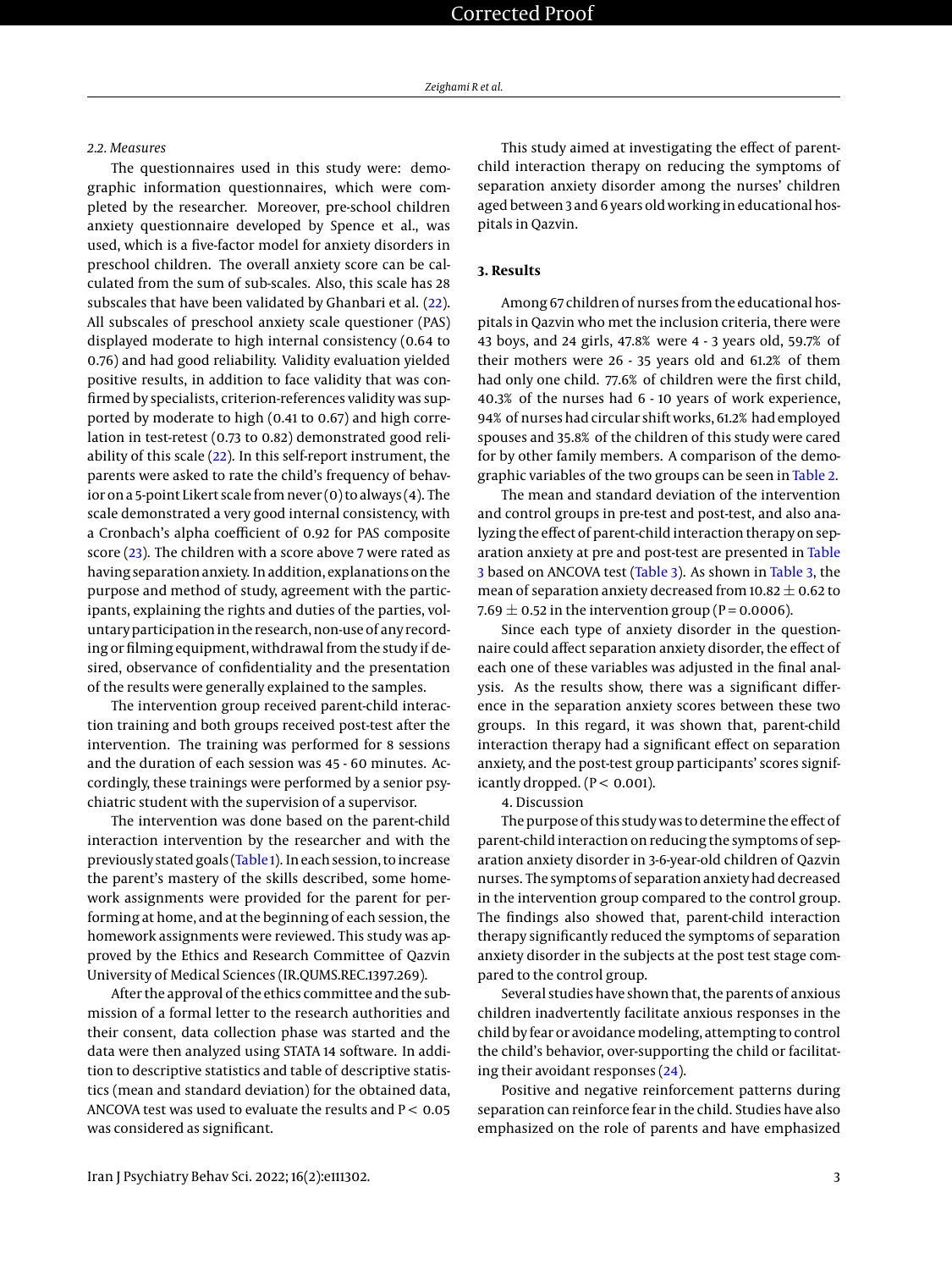### 2.2. Measures

The questionnaires used in this study were: demographic information questionnaires, which were completed by the researcher. Moreover, pre-school children anxiety questionnaire developed by Spence et al., was used, which is a five-factor model for anxiety disorders in preschool children. The overall anxiety score can be calculated from the sum of sub-scales. Also, this scale has 28 subscales that have been validated by Ghanbari et al. (22). All subscales of preschool anxiety scale questioner (PAS) displayed moderate to high internal consistency (0.64 to 0.76) and had good reliability. Validity evaluation yielded positive results, in addition to face validity that was confirmed by specialists, criterion-references validity was supported by moderate to high (0.41 to 0.67) and high correlation in test-retest (0.73 to 0.82) demonstrated good reliability of this scale (22). In this self-report instrument, the parents were asked to rate the child's frequency of behavior on a 5-point Likert scale from never (0) to always (4). The scale demonstrated a very good internal consistency, with a Cronbach's alpha coefficient of 0.92 for PAS composite score (23). The children with a score above 7 were rated as having separation anxiety. In addition, explanations on the purpose and method of study, agreement with the participants, explaining the rights and duties of the parties, voluntary participation in the research, non-use of any recording or filming equipment, withdrawal from the study if desired, observance of confidentiality and the presentation of the results were generally explained to the samples.

The intervention group received parent-child interaction training and both groups received post-test after the intervention. The training was performed for 8 sessions and the duration of each session was 45 - 60 minutes. Accordingly, these trainings were performed by a senior psychiatric student with the supervision of a supervisor.

The intervention was done based on the parent-child interaction intervention by the researcher and with the previously stated goals (Table 1). In each session, to increase the parent's mastery of the skills described, some homework assignments were provided for the parent for performing at home, and at the beginning of each session, the homework assignments were reviewed. This study was approved by the Ethics and Research Committee of Qazvin University of Medical Sciences (IR.QUMS.REC.1397.269).

After the approval of the ethics committee and the submission of a formal letter to the research authorities and their consent, data collection phase was started and the data were then analyzed using STATA 14 software. In addition to descriptive statistics and table of descriptive statistics (mean and standard deviation) for the obtained data, ANCOVA test was used to evaluate the results and $P < 0.05$ was considered as significant.

This study aimed at investigating the effect of parent-child interaction therapy on reducing the symptoms of separation anxiety disorder among the nurses' children aged between 3 and 6 years old working in educational hospitals in Qazvin.

## 3. Results

Among 67 children of nurses from the educational hospitals in Qazvin who met the inclusion criteria, there were 43 boys, and 24 girls, 47.8% were 4 - 3 years old, 59.7% of their mothers were 26 - 35 years old and 61.2% of them had only one child. 77.6% of children were the first child, 40.3% of the nurses had 6 - 10 years of work experience, 94% of nurses had circular shift works, 61.2% had employed spouses and 35.8% of the children of this study were cared for by other family members. A comparison of the demographic variables of the two groups can be seen in Table 2.

The mean and standard deviation of the intervention and control groups in pre-test and post-test, and also analyzing the effect of parent-child interaction therapy on separation anxiety at pre and post-test are presented in Table 3 based on ANCOVA test (Table 3). As shown in Table 3, the mean of separation anxiety decreased from $10.82 \pm 0.62$ to $7.69 \pm 0.52$ in the intervention group ($P = 0.0006$).

Since each type of anxiety disorder in the questionnaire could affect separation anxiety disorder, the effect of each one of these variables was adjusted in the final analysis. As the results show, there was a significant difference in the separation anxiety scores between these two groups. In this regard, it was shown that, parent-child interaction therapy had a significant effect on separation anxiety, and the post-test group participants' scores significantly dropped. ($P < 0.001$).

## 4. Discussion

The purpose of this study was to determine the effect of parent-child interaction on reducing the symptoms of separation anxiety disorder in 3-6-year-old children of Qazvin nurses. The symptoms of separation anxiety had decreased in the intervention group compared to the control group. The findings also showed that, parent-child interaction therapy significantly reduced the symptoms of separation anxiety disorder in the subjects at the post test stage compared to the control group.

Several studies have shown that, the parents of anxious children inadvertently facilitate anxious responses in the child by fear or avoidance modeling, attempting to control the child's behavior, over-supporting the child or facilitating their avoidant responses (24).

Positive and negative reinforcement patterns during separation can reinforce fear in the child. Studies have also emphasized on the role of parents and have emphasized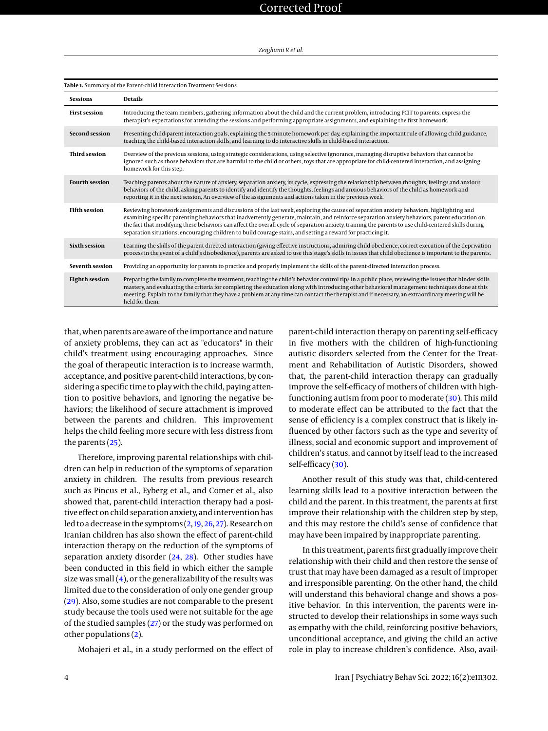**Table 1.** Summary of the Parent-child Interaction Treatment Sessions

| Sessions | Details |
|---|---|
| **First session** | Introducing the team members, gathering information about the child and the current problem, introducing PCIT to parents, express the therapist's expectations for attending the sessions and performing appropriate assignments, and explaining the first homework. |
| **Second session** | Presenting child-parent interaction goals, explaining the 5-minute homework per day, explaining the important rule of allowing child guidance, teaching the child-based interaction skills, and learning to do interactive skills in child-based interaction. |
| **Third session** | Overview of the previous sessions, using strategic considerations, using selective ignorance, managing disruptive behaviors that cannot be ignored such as those behaviors that are harmful to the child or others, toys that are appropriate for child-centered interaction, and assigning homework for this step. |
| **Fourth session** | Teaching parents about the nature of anxiety, separation anxiety, its cycle, expressing the relationship between thoughts, feelings and anxious behaviors of the child, asking parents to identify and identify the thoughts, feelings and anxious behaviors of the child as homework and reporting it in the next session, An overview of the assignments and actions taken in the previous week. |
| **Fifth session** | Reviewing homework assignments and discussions of the last week, exploring the causes of separation anxiety behaviors, highlighting and examining specific parenting behaviors that inadvertently generate, maintain, and reinforce separation anxiety behaviors, parent education on the fact that modifying these behaviors can affect the overall cycle of separation anxiety, training the parents to use child-centered skills during separation situations, encouraging children to build courage stairs, and setting a reward for practicing it. |
| **Sixth session** | Learning the skills of the parent directed interaction (giving effective instructions, admiring child obedience, correct execution of the deprivation process in the event of a child's disobedience), parents are asked to use this stage's skills in issues that child obedience is important to the parents. |
| **Seventh session** | Providing an opportunity for parents to practice and properly implement the skills of the parent-directed interaction process. |
| **Eighth session** | Preparing the family to complete the treatment, teaching the child's behavior control tips in a public place, reviewing the issues that hinder skills mastery, and evaluating the criteria for completing the education along with introducing other behavioral management techniques done at this meeting. Explain to the family that they have a problem at any time can contact the therapist and if necessary, an extraordinary meeting will be held for them. |

that, when parents are aware of the importance and nature of anxiety problems, they can act as "educators" in their child's treatment using encouraging approaches. Since the goal of therapeutic interaction is to increase warmth, acceptance, and positive parent-child interactions, by considering a specific time to play with the child, paying attention to positive behaviors, and ignoring the negative behaviors; the likelihood of secure attachment is improved between the parents and children. This improvement helps the child feeling more secure with less distress from the parents (25).

Therefore, improving parental relationships with children can help in reduction of the symptoms of separation anxiety in children. The results from previous research such as Pincus et al., Eyberg et al., and Comer et al., also showed that, parent-child interaction therapy had a positive effect on child separation anxiety, and intervention has led to a decrease in the symptoms (2, 19, 26, 27). Research on Iranian children has also shown the effect of parent-child interaction therapy on the reduction of the symptoms of separation anxiety disorder (24, 28). Other studies have been conducted in this field in which either the sample size was small (4), or the generalizability of the results was limited due to the consideration of only one gender group (29). Also, some studies are not comparable to the present study because the tools used were not suitable for the age of the studied samples (27) or the study was performed on other populations (2).

Mohajeri et al., in a study performed on the effect of parent-child interaction therapy on parenting self-efficacy in five mothers with the children of high-functioning autistic disorders selected from the Center for the Treatment and Rehabilitation of Autistic Disorders, showed that, the parent-child interaction therapy can gradually improve the self-efficacy of mothers of children with high-functioning autism from poor to moderate (30). This mild to moderate effect can be attributed to the fact that the sense of efficiency is a complex construct that is likely influenced by other factors such as the type and severity of illness, social and economic support and improvement of children's status, and cannot by itself lead to the increased self-efficacy (30).

Another result of this study was that, child-centered learning skills lead to a positive interaction between the child and the parent. In this treatment, the parents at first improve their relationship with the children step by step, and this may restore the child's sense of confidence that may have been impaired by inappropriate parenting.

In this treatment, parents first gradually improve their relationship with their child and then restore the sense of trust that may have been damaged as a result of improper and irresponsible parenting. On the other hand, the child will understand this behavioral change and shows a positive behavior. In this intervention, the parents were instructed to develop their relationships in some ways such as empathy with the child, reinforcing positive behaviors, unconditional acceptance, and giving the child an active role in play to increase children's confidence. Also, avail-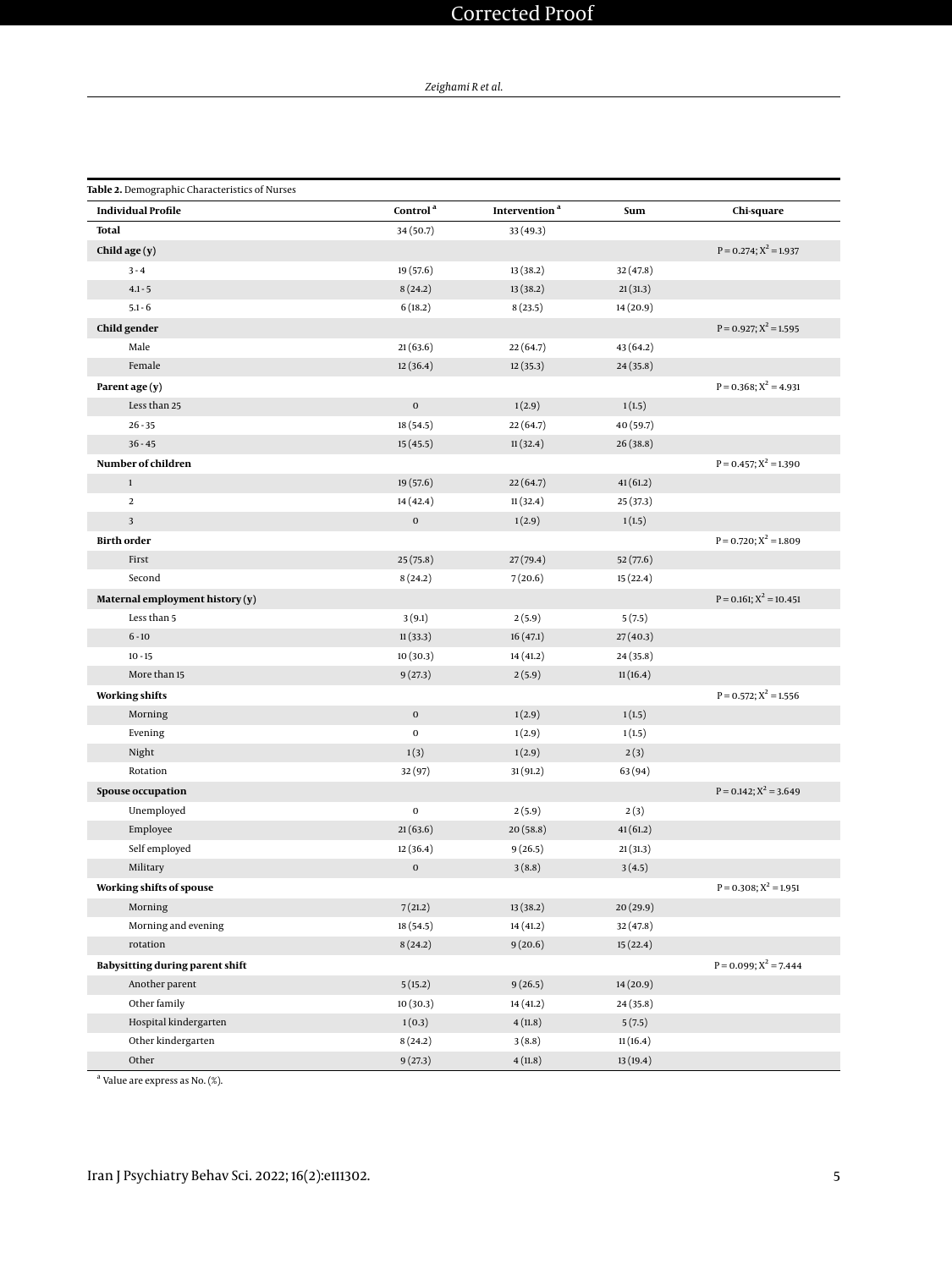**Table 2.** Demographic Characteristics of Nurses

| Individual Profile | Control [a] | Intervention [a] | Sum | Chi-square |
|---|---|---|---|---|
| **Total** | 34 (50.7) | 33 (49.3) | | |
| **Child age (y)** | | | | P = 0.274; $X^2$ = 1.937 |
| 3 - 4 | 19 (57.6) | 13 (38.2) | 32 (47.8) | |
| 4.1 - 5 | 8 (24.2) | 13 (38.2) | 21 (31.3) | |
| 5.1 - 6 | 6 (18.2) | 8 (23.5) | 14 (20.9) | |
| **Child gender** | | | | P = 0.927; $X^2$ = 1.595 |
| Male | 21 (63.6) | 22 (64.7) | 43 (64.2) | |
| Female | 12 (36.4) | 12 (35.3) | 24 (35.8) | |
| **Parent age (y)** | | | | P = 0.368; $X^2$ = 4.931 |
| Less than 25 | 0 | 1 (2.9) | 1 (1.5) | |
| 26 - 35 | 18 (54.5) | 22 (64.7) | 40 (59.7) | |
| 36 - 45 | 15 (45.5) | 11 (32.4) | 26 (38.8) | |
| **Number of children** | | | | P = 0.457; $X^2$ = 1.390 |
| 1 | 19 (57.6) | 22 (64.7) | 41 (61.2) | |
| 2 | 14 (42.4) | 11 (32.4) | 25 (37.3) | |
| 3 | 0 | 1 (2.9) | 1 (1.5) | |
| **Birth order** | | | | P = 0.720; $X^2$ = 1.809 |
| First | 25 (75.8) | 27 (79.4) | 52 (77.6) | |
| Second | 8 (24.2) | 7 (20.6) | 15 (22.4) | |
| **Maternal employment history (y)** | | | | P = 0.161; $X^2$ = 10.451 |
| Less than 5 | 3 (9.1) | 2 (5.9) | 5 (7.5) | |
| 6 - 10 | 11 (33.3) | 16 (47.1) | 27 (40.3) | |
| 10 - 15 | 10 (30.3) | 14 (41.2) | 24 (35.8) | |
| More than 15 | 9 (27.3) | 2 (5.9) | 11 (16.4) | |
| **Working shifts** | | | | P = 0.572; $X^2$ = 1.556 |
| Morning | 0 | 1 (2.9) | 1 (1.5) | |
| Evening | 0 | 1 (2.9) | 1 (1.5) | |
| Night | 1 (3) | 1 (2.9) | 2 (3) | |
| Rotation | 32 (97) | 31 (91.2) | 63 (94) | |
| **Spouse occupation** | | | | P = 0.142; $X^2$ = 3.649 |
| Unemployed | 0 | 2 (5.9) | 2 (3) | |
| Employee | 21 (63.6) | 20 (58.8) | 41 (61.2) | |
| Self employed | 12 (36.4) | 9 (26.5) | 21 (31.3) | |
| Military | 0 | 3 (8.8) | 3 (4.5) | |
| **Working shifts of spouse** | | | | P = 0.308; $X^2$ = 1.951 |
| Morning | 7 (21.2) | 13 (38.2) | 20 (29.9) | |
| Morning and evening | 18 (54.5) | 14 (41.2) | 32 (47.8) | |
| rotation | 8 (24.2) | 9 (20.6) | 15 (22.4) | |
| **Babysitting during parent shift** | | | | P = 0.099; $X^2$ = 7.444 |
| Another parent | 5 (15.2) | 9 (26.5) | 14 (20.9) | |
| Other family | 10 (30.3) | 14 (41.2) | 24 (35.8) | |
| Hospital kindergarten | 1 (0.3) | 4 (11.8) | 5 (7.5) | |
| Other kindergarten | 8 (24.2) | 3 (8.8) | 11 (16.4) | |
| Other | 9 (27.3) | 4 (11.8) | 13 (19.4) | |

[a] Value are express as No. (%).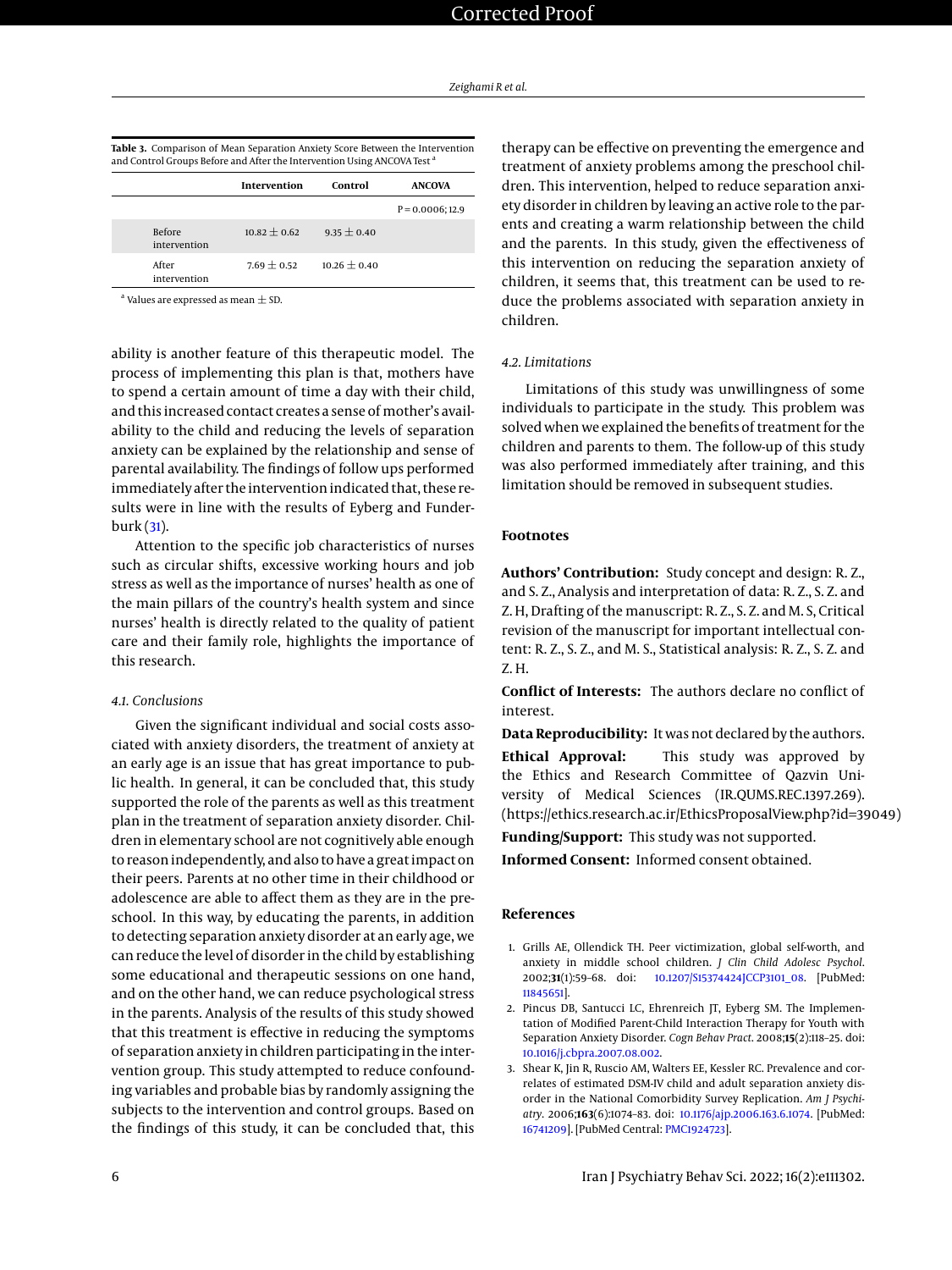**Table 3.** Comparison of Mean Separation Anxiety Score Between the Intervention and Control Groups Before and After the Intervention Using ANCOVA Test [a]

| | Intervention | Control | ANCOVA |
|---|---|---|---|
| | | | P = 0.0006; 12.9 |
| Before intervention | 10.82 ± 0.62 | 9.35 ± 0.40 | |
| After intervention | 7.69 ± 0.52 | 10.26 ± 0.40 | |

[a] Values are expressed as mean ± SD.

ability is another feature of this therapeutic model. The process of implementing this plan is that, mothers have to spend a certain amount of time a day with their child, and this increased contact creates a sense of mother's availability to the child and reducing the levels of separation anxiety can be explained by the relationship and sense of parental availability. The findings of follow ups performed immediately after the intervention indicated that, these results were in line with the results of Eyberg and Funderburk (31).

Attention to the specific job characteristics of nurses such as circular shifts, excessive working hours and job stress as well as the importance of nurses' health as one of the main pillars of the country's health system and since nurses' health is directly related to the quality of patient care and their family role, highlights the importance of this research.

### 4.1. Conclusions

Given the significant individual and social costs associated with anxiety disorders, the treatment of anxiety at an early age is an issue that has great importance to public health. In general, it can be concluded that, this study supported the role of the parents as well as this treatment plan in the treatment of separation anxiety disorder. Children in elementary school are not cognitively able enough to reason independently, and also to have a great impact on their peers. Parents at no other time in their childhood or adolescence are able to affect them as they are in the preschool. In this way, by educating the parents, in addition to detecting separation anxiety disorder at an early age, we can reduce the level of disorder in the child by establishing some educational and therapeutic sessions on one hand, and on the other hand, we can reduce psychological stress in the parents. Analysis of the results of this study showed that this treatment is effective in reducing the symptoms of separation anxiety in children participating in the intervention group. This study attempted to reduce confounding variables and probable bias by randomly assigning the subjects to the intervention and control groups. Based on the findings of this study, it can be concluded that, this therapy can be effective on preventing the emergence and treatment of anxiety problems among the preschool children. This intervention, helped to reduce separation anxiety disorder in children by leaving an active role to the parents and creating a warm relationship between the child and the parents. In this study, given the effectiveness of this intervention on reducing the separation anxiety of children, it seems that, this treatment can be used to reduce the problems associated with separation anxiety in children.

### 4.2. Limitations

Limitations of this study was unwillingness of some individuals to participate in the study. This problem was solved when we explained the benefits of treatment for the children and parents to them. The follow-up of this study was also performed immediately after training, and this limitation should be removed in subsequent studies.

## Footnotes

**Authors' Contribution:** Study concept and design: R. Z., and S. Z., Analysis and interpretation of data: R. Z., S. Z. and Z. H, Drafting of the manuscript: R. Z., S. Z. and M. S, Critical revision of the manuscript for important intellectual content: R. Z., S. Z., and M. S., Statistical analysis: R. Z., S. Z. and Z. H.

**Conflict of Interests:** The authors declare no conflict of interest.

**Data Reproducibility:** It was not declared by the authors.

**Ethical Approval:** This study was approved by the Ethics and Research Committee of Qazvin University of Medical Sciences (IR.QUMS.REC.1397.269). (https://ethics.research.ac.ir/EthicsProposalView.php?id=39049)

**Funding/Support:** This study was not supported.

**Informed Consent:** Informed consent obtained.

## References

1. Grills AE, Ollendick TH. Peer victimization, global self-worth, and anxiety in middle school children. *J Clin Child Adolesc Psychol*. 2002;**31**(1):59–68. doi: 10.1207/S15374424JCCP3101_08. [PubMed: 11845651].
2. Pincus DB, Santucci LC, Ehrenreich JT, Eyberg SM. The Implementation of Modified Parent-Child Interaction Therapy for Youth with Separation Anxiety Disorder. *Cogn Behav Pract*. 2008;**15**(2):118–25. doi: 10.1016/j.cbpra.2007.08.002.
3. Shear K, Jin R, Ruscio AM, Walters EE, Kessler RC. Prevalence and correlates of estimated DSM-IV child and adult separation anxiety disorder in the National Comorbidity Survey Replication. *Am J Psychiatry*. 2006;**163**(6):1074–83. doi: 10.1176/ajp.2006.163.6.1074. [PubMed: 16741209]. [PubMed Central: PMC1924723].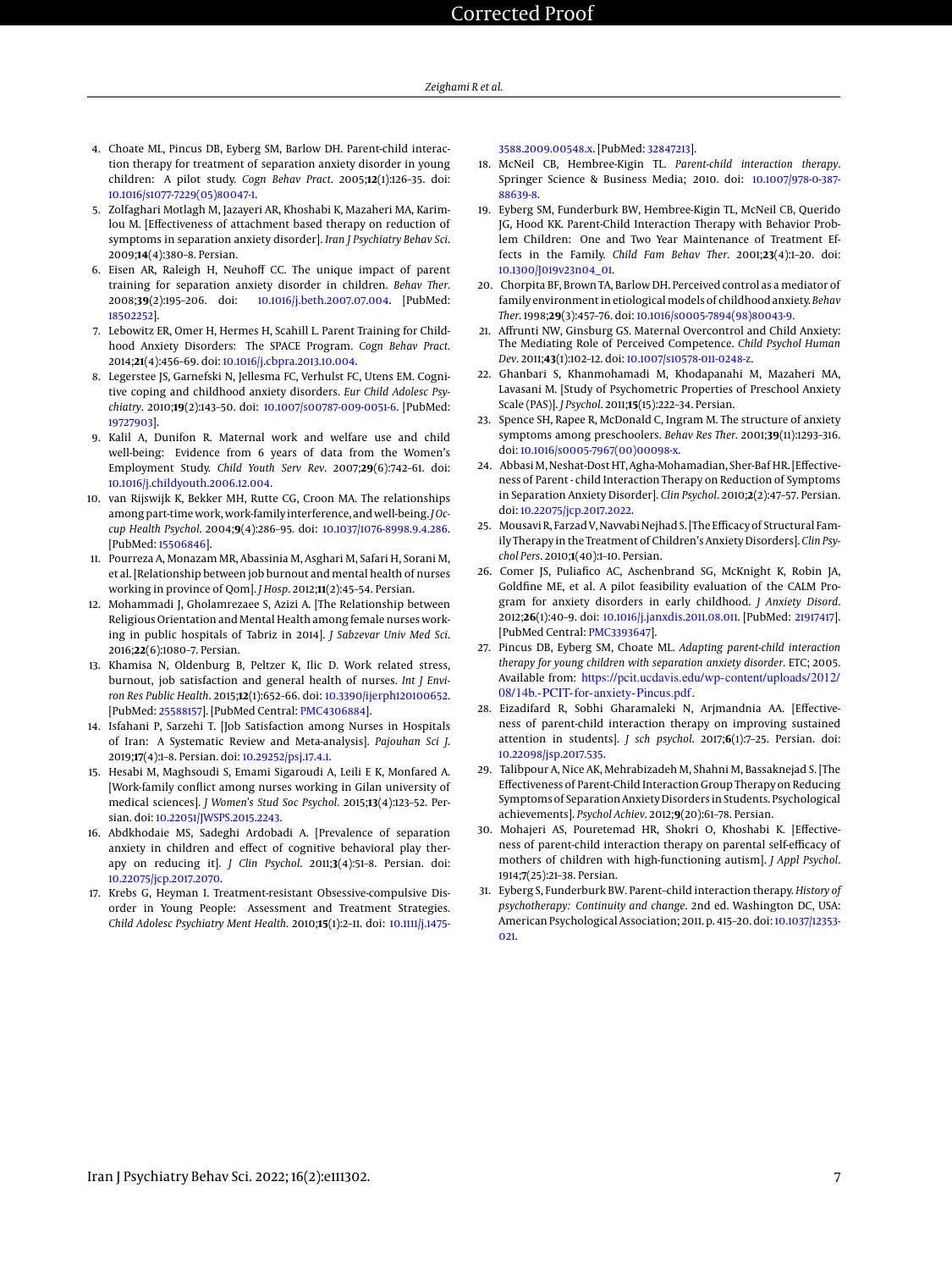4. Choate ML, Pincus DB, Eyberg SM, Barlow DH. Parent-child interaction therapy for treatment of separation anxiety disorder in young children: A pilot study. *Cogn Behav Pract*. 2005;**12**(1):126–35. doi: 10.1016/s1077-7229(05)80047-1.
5. Zolfaghari Motlagh M, Jazayeri AR, Khoshabi K, Mazaheri MA, Karimlou M. [Effectiveness of attachment based therapy on reduction of symptoms in separation anxiety disorder]. *Iran J Psychiatry Behav Sci*. 2009;**14**(4):380–8. Persian.
6. Eisen AR, Raleigh H, Neuhoff CC. The unique impact of parent training for separation anxiety disorder in children. *Behav Ther*. 2008;**39**(2):195–206. doi: 10.1016/j.beth.2007.07.004. [PubMed: 18502252].
7. Lebowitz ER, Omer H, Hermes H, Scahill L. Parent Training for Childhood Anxiety Disorders: The SPACE Program. *Cogn Behav Pract*. 2014;**21**(4):456–69. doi: 10.1016/j.cbpra.2013.10.004.
8. Legerstee JS, Garnefski N, Jellesma FC, Verhulst FC, Utens EM. Cognitive coping and childhood anxiety disorders. *Eur Child Adolesc Psychiatry*. 2010;**19**(2):143–50. doi: 10.1007/s00787-009-0051-6. [PubMed: 19727903].
9. Kalil A, Dunifon R. Maternal work and welfare use and child well-being: Evidence from 6 years of data from the Women's Employment Study. *Child Youth Serv Rev*. 2007;**29**(6):742–61. doi: 10.1016/j.childyouth.2006.12.004.
10. van Rijswijk K, Bekker MH, Rutte CG, Croon MA. The relationships among part-time work, work-family interference, and well-being. *J Occup Health Psychol*. 2004;**9**(4):286–95. doi: 10.1037/1076-8998.9.4.286. [PubMed: 15506846].
11. Pourreza A, Monazam MR, Abassinia M, Asghari M, Safari H, Sorani M, et al. [Relationship between job burnout and mental health of nurses working in province of Qom]. *J Hosp*. 2012;**11**(2):45–54. Persian.
12. Mohammadi J, Gholamrezaee S, Azizi A. [The Relationship between Religious Orientation and Mental Health among female nurses working in public hospitals of Tabriz in 2014]. *J Sabzevar Univ Med Sci*. 2016;**22**(6):1080–7. Persian.
13. Khamisa N, Oldenburg B, Peltzer K, Ilic D. Work related stress, burnout, job satisfaction and general health of nurses. *Int J Environ Res Public Health*. 2015;**12**(1):652–66. doi: 10.3390/ijerph120100652. [PubMed: 25588157]. [PubMed Central: PMC4306884].
14. Isfahani P, Sarzehi T. [Job Satisfaction among Nurses in Hospitals of Iran: A Systematic Review and Meta-analysis]. *Pajouhan Sci J*. 2019;**17**(4):1–8. Persian. doi: 10.29252/psj.17.4.1.
15. Hesabi M, Maghsoudi S, Emami Sigaroudi A, Leili E K, Monfared A. [Work-family conflict among nurses working in Gilan university of medical sciences]. *J Women's Stud Soc Psychol*. 2015;**13**(4):123–52. Persian. doi: 10.22051/JWSPS.2015.2243.
16. Abdkhodaie MS, Sadeghi Ardobadi A. [Prevalence of separation anxiety in children and effect of cognitive behavioral play therapy on reducing it]. *J Clin Psychol*. 2011;**3**(4):51–8. Persian. doi: 10.22075/jcp.2017.2070.
17. Krebs G, Heyman I. Treatment-resistant Obsessive-compulsive Disorder in Young People: Assessment and Treatment Strategies. *Child Adolesc Psychiatry Ment Health*. 2010;**15**(1):2–11. doi: 10.1111/j.1475-3588.2009.00548.x. [PubMed: 32847213].
18. McNeil CB, Hembree-Kigin TL. *Parent-child interaction therapy*. Springer Science & Business Media; 2010. doi: 10.1007/978-0-387-88639-8.
19. Eyberg SM, Funderburk BW, Hembree-Kigin TL, McNeil CB, Querido JG, Hood KK. Parent-Child Interaction Therapy with Behavior Problem Children: One and Two Year Maintenance of Treatment Effects in the Family. *Child Fam Behav Ther*. 2001;**23**(4):1–20. doi: 10.1300/J019v23n04_01.
20. Chorpita BF, Brown TA, Barlow DH. Perceived control as a mediator of family environment in etiological models of childhood anxiety. *Behav Ther*. 1998;**29**(3):457–76. doi: 10.1016/s0005-7894(98)80043-9.
21. Affrunti NW, Ginsburg GS. Maternal Overcontrol and Child Anxiety: The Mediating Role of Perceived Competence. *Child Psychol Human Dev*. 2011;**43**(1):102–12. doi: 10.1007/s10578-011-0248-z.
22. Ghanbari S, Khanmohamadi M, Khodapanahi M, Mazaheri MA, Lavasani M. [Study of Psychometric Properties of Preschool Anxiety Scale (PAS)]. *J Psychol*. 2011;**15**(15):222–34. Persian.
23. Spence SH, Rapee R, McDonald C, Ingram M. The structure of anxiety symptoms among preschoolers. *Behav Res Ther*. 2001;**39**(11):1293–316. doi: 10.1016/s0005-7967(00)00098-x.
24. Abbasi M, Neshat-Dost HT, Agha-Mohamadian, Sher-Baf HR. [Effectiveness of Parent - child Interaction Therapy on Reduction of Symptoms in Separation Anxiety Disorder]. *Clin Psychol*. 2010;**2**(2):47–57. Persian. doi: 10.22075/jcp.2017.2022.
25. Mousavi R, Farzad V, Navvabi Nejhad S. [The Efficacy of Structural Family Therapy in the Treatment of Children's Anxiety Disorders]. *Clin Psychol Pers*. 2010;**1**(40):1–10. Persian.
26. Comer JS, Puliafico AC, Aschenbrand SG, McKnight K, Robin JA, Goldfine ME, et al. A pilot feasibility evaluation of the CALM Program for anxiety disorders in early childhood. *J Anxiety Disord*. 2012;**26**(1):40–9. doi: 10.1016/j.janxdis.2011.08.011. [PubMed: 21917417]. [PubMed Central: PMC3393647].
27. Pincus DB, Eyberg SM, Choate ML. *Adapting parent-child interaction therapy for young children with separation anxiety disorder*. ETC; 2005. Available from: https://pcit.ucdavis.edu/wp-content/uploads/2012/08/14b.-PCIT-for-anxiety-Pincus.pdf.
28. Eizadifard R, Sobhi Gharamaleki N, Arjmandnia AA. [Effectiveness of parent-child interaction therapy on improving sustained attention in students]. *J sch psychol*. 2017;**6**(1):7–25. Persian. doi: 10.22098/jsp.2017.535.
29. Talibpour A, Nice AK, Mehrabizadeh M, Shahni M, Bassaknejad S. [The Effectiveness of Parent-Child Interaction Group Therapy on Reducing Symptoms of Separation Anxiety Disorders in Students. Psychological achievements]. *Psychol Achiev*. 2012;**9**(20):61–78. Persian.
30. Mohajeri AS, Pouretemad HR, Shokri O, Khoshabi K. [Effectiveness of parent-child interaction therapy on parental self-efficacy of mothers of children with high-functioning autism]. *J Appl Psychol*. 1914;**7**(25):21–38. Persian.
31. Eyberg S, Funderburk BW. Parent–child interaction therapy. *History of psychotherapy: Continuity and change*. 2nd ed. Washington DC, USA: American Psychological Association; 2011. p. 415–20. doi: 10.1037/12353-021.